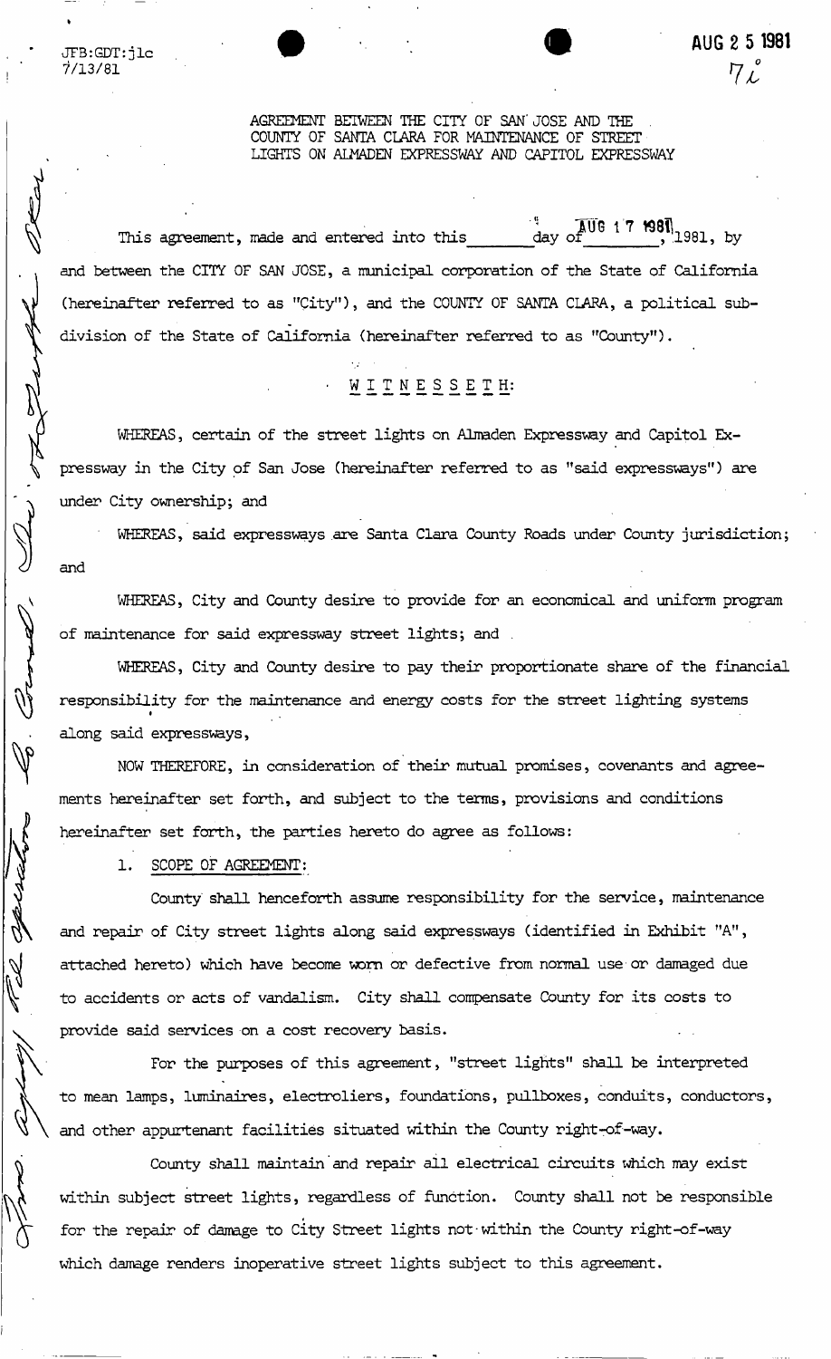JFB:GDT:jlc
7/13/81

AUG 2 5 1981

AGREEMENT BETWEEN THE CITY OF SAN JOSE AND THE COUNTY OF SANTA CLARA FOR MAINTENANCE OF STREET LIGHTS ON ALMADEN EXPRESSWAY AND CAPITOL EXPRESSWAY

This agreement, made and entered into this ______ day of AUG 17 1981, 1981, by and between the CITY OF SAN JOSE, a municipal corporation of the State of California (hereinafter referred to as "City"), and the COUNTY OF SANTA CLARA, a political subdivision of the State of California (hereinafter referred to as "County").

W I T N E S S E T H:

WHEREAS, certain of the street lights on Almaden Expressway and Capitol Expressway in the City of San Jose (hereinafter referred to as "said expressways") are under City ownership; and

WHEREAS, said expressways are Santa Clara County Roads under County jurisdiction; and

WHEREAS, City and County desire to provide for an economical and uniform program of maintenance for said expressway street lights; and

WHEREAS, City and County desire to pay their proportionate share of the financial responsibility for the maintenance and energy costs for the street lighting systems along said expressways,

NOW THEREFORE, in consideration of their mutual promises, covenants and agreements hereinafter set forth, and subject to the terms, provisions and conditions hereinafter set forth, the parties hereto do agree as follows:

1. SCOPE OF AGREEMENT:

County shall henceforth assume responsibility for the service, maintenance and repair of City street lights along said expressways (identified in Exhibit "A", attached hereto) which have become worn or defective from normal use or damaged due to accidents or acts of vandalism. City shall compensate County for its costs to provide said services on a cost recovery basis.

For the purposes of this agreement, "street lights" shall be interpreted to mean lamps, luminaires, electroliers, foundations, pullboxes, conduits, conductors, and other appurtenant facilities situated within the County right-of-way.

County shall maintain and repair all electrical circuits which may exist within subject street lights, regardless of function. County shall not be responsible for the repair of damage to City Street lights not within the County right-of-way which damage renders inoperative street lights subject to this agreement.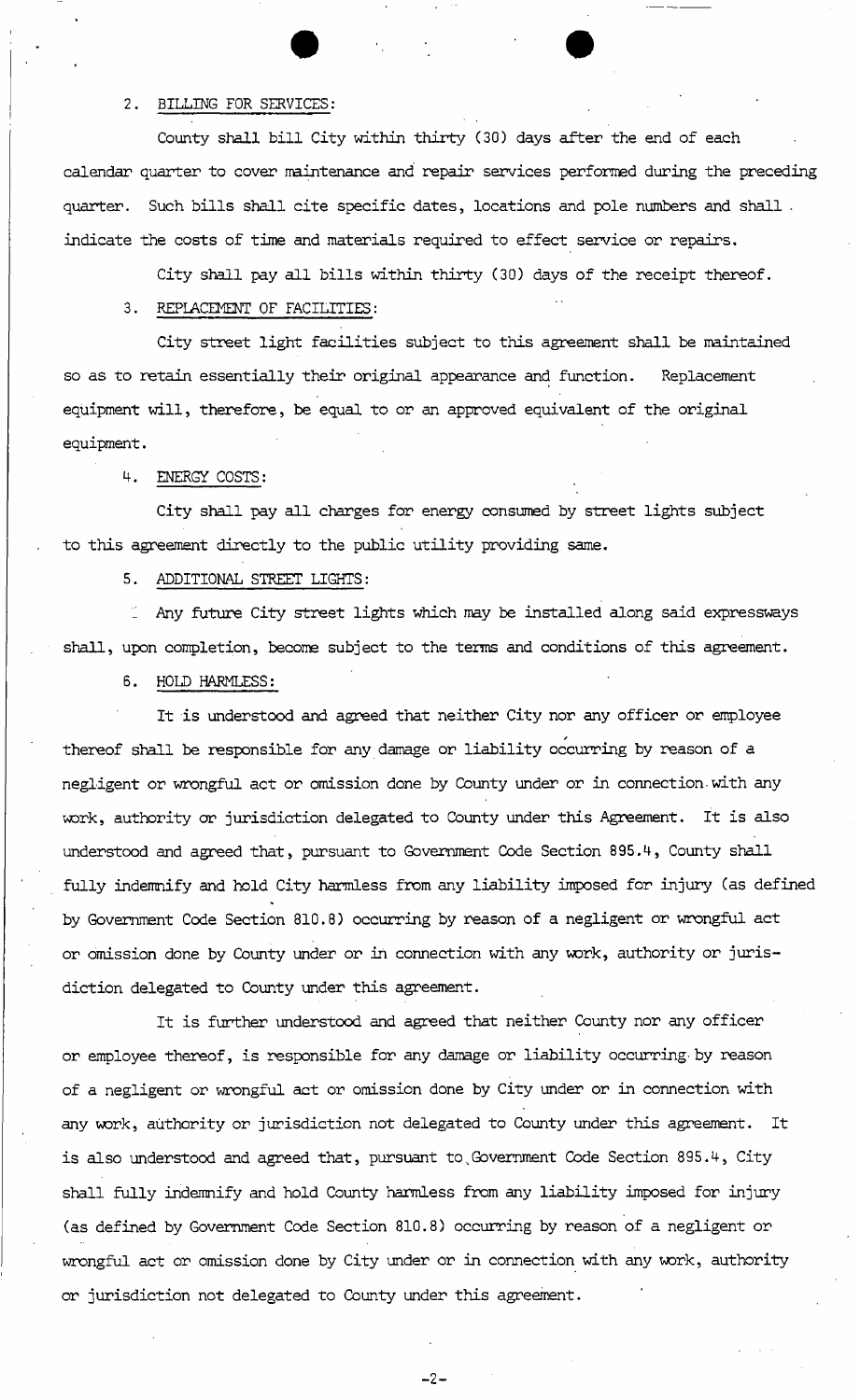2. BILLING FOR SERVICES:

County shall bill City within thirty (30) days after the end of each calendar quarter to cover maintenance and repair services performed during the preceding quarter. Such bills shall cite specific dates, locations and pole numbers and shall indicate the costs of time and materials required to effect service or repairs.

City shall pay all bills within thirty (30) days of the receipt thereof.

3. REPLACEMENT OF FACILITIES:

City street light facilities subject to this agreement shall be maintained so as to retain essentially their original appearance and function. Replacement equipment will, therefore, be equal to or an approved equivalent of the original equipment.

4. ENERGY COSTS:

City shall pay all charges for energy consumed by street lights subject to this agreement directly to the public utility providing same.

5. ADDITIONAL STREET LIGHTS:

Any future City street lights which may be installed along said expressways shall, upon completion, become subject to the terms and conditions of this agreement.

6. HOLD HARMLESS:

It is understood and agreed that neither City nor any officer or employee thereof shall be responsible for any damage or liability occurring by reason of a negligent or wrongful act or omission done by County under or in connection with any work, authority or jurisdiction delegated to County under this Agreement. It is also understood and agreed that, pursuant to Government Code Section 895.4, County shall fully indemnify and hold City harmless from any liability imposed for injury (as defined by Government Code Section 810.8) occurring by reason of a negligent or wrongful act or omission done by County under or in connection with any work, authority or jurisdiction delegated to County under this agreement.

It is further understood and agreed that neither County nor any officer or employee thereof, is responsible for any damage or liability occurring by reason of a negligent or wrongful act or omission done by City under or in connection with any work, authority or jurisdiction not delegated to County under this agreement. It is also understood and agreed that, pursuant to Government Code Section 895.4, City shall fully indemnify and hold County harmless from any liability imposed for injury (as defined by Government Code Section 810.8) occurring by reason of a negligent or wrongful act or omission done by City under or in connection with any work, authority or jurisdiction not delegated to County under this agreement.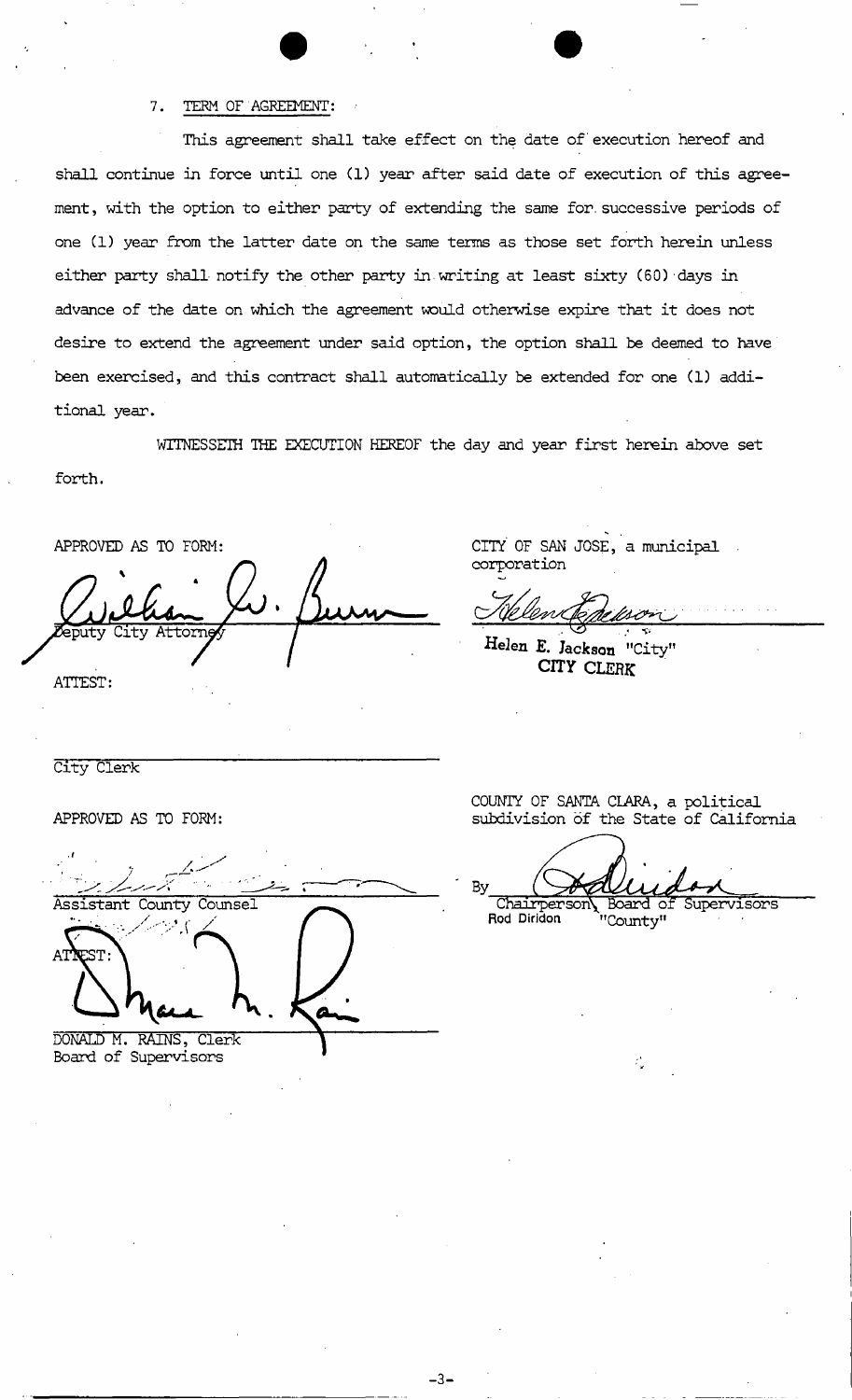7. TERM OF AGREEMENT:

This agreement shall take effect on the date of execution hereof and shall continue in force until one (1) year after said date of execution of this agreement, with the option to either party of extending the same for successive periods of one (1) year from the latter date on the same terms as those set forth herein unless either party shall notify the other party in writing at least sixty (60) days in advance of the date on which the agreement would otherwise expire that it does not desire to extend the agreement under said option, the option shall be deemed to have been exercised, and this contract shall automatically be extended for one (1) additional year.

WITNESSETH THE EXECUTION HEREOF the day and year first herein above set forth.

APPROVED AS TO FORM:

Deputy City Attorney

ATTEST:

City Clerk

CITY OF SAN JOSE, a municipal corporation

Helen E. Jackson "City"
CITY CLERK

APPROVED AS TO FORM:

Assistant County Counsel

ATTEST:

DONALD M. RAINS, Clerk
Board of Supervisors

COUNTY OF SANTA CLARA, a political subdivision of the State of California

By
Chairperson, Board of Supervisors
Rod Diridon "County"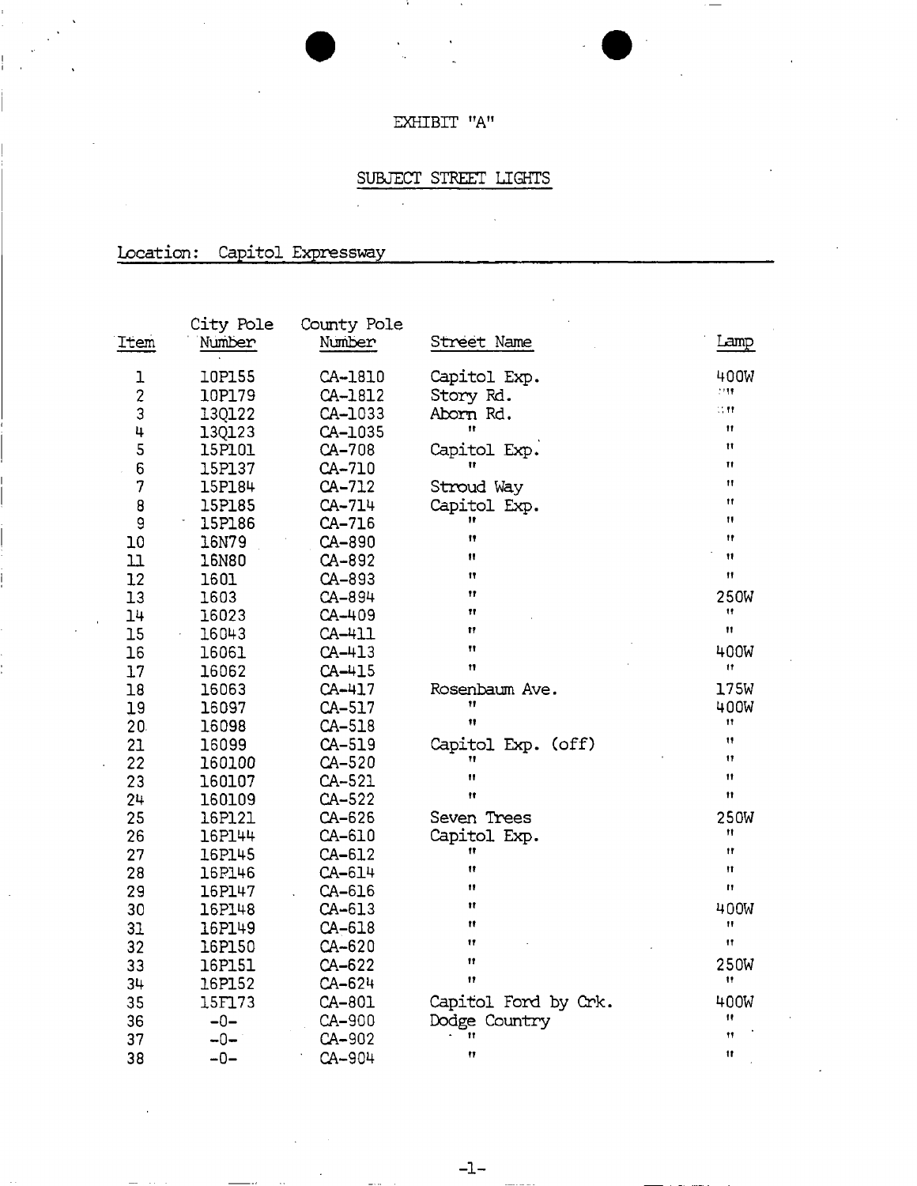EXHIBIT "A"

SUBJECT STREET LIGHTS

Location: Capitol Expressway

| Item | City Pole Number | County Pole Number | Street Name | Lamp |
|---|---|---|---|---|
| 1 | 10P155 | CA-1810 | Capitol Exp. | 400W |
| 2 | 10P179 | CA-1812 | Story Rd. | " |
| 3 | 13Q122 | CA-1033 | Aborn Rd. | " |
| 4 | 13Q123 | CA-1035 | " | " |
| 5 | 15P101 | CA-708 | Capitol Exp. | " |
| 6 | 15P137 | CA-710 | " | " |
| 7 | 15P184 | CA-712 | Stroud Way | " |
| 8 | 15P185 | CA-714 | Capitol Exp. | " |
| 9 | 15P186 | CA-716 | " | " |
| 10 | 16N79 | CA-890 | " | " |
| 11 | 16N80 | CA-892 | " | " |
| 12 | 1601 | CA-893 | " | " |
| 13 | 1603 | CA-894 | " | 250W |
| 14 | 16023 | CA-409 | " | " |
| 15 | 16043 | CA-411 | " | " |
| 16 | 16061 | CA-413 | " | 400W |
| 17 | 16062 | CA-415 | " | " |
| 18 | 16063 | CA-417 | Rosenbaum Ave. | 175W |
| 19 | 16097 | CA-517 | " | 400W |
| 20 | 16098 | CA-518 | " | " |
| 21 | 16099 | CA-519 | Capitol Exp. (off) | " |
| 22 | 160100 | CA-520 | " | " |
| 23 | 160107 | CA-521 | " | " |
| 24 | 160109 | CA-522 | " | " |
| 25 | 16P121 | CA-626 | Seven Trees | 250W |
| 26 | 16P144 | CA-610 | Capitol Exp. | " |
| 27 | 16P145 | CA-612 | " | " |
| 28 | 16P146 | CA-614 | " | " |
| 29 | 16P147 | CA-616 | " | " |
| 30 | 16P148 | CA-613 | " | 400W |
| 31 | 16P149 | CA-618 | " | " |
| 32 | 16P150 | CA-620 | " | " |
| 33 | 16P151 | CA-622 | " | 250W |
| 34 | 16P152 | CA-624 | " | " |
| 35 | 15F173 | CA-801 | Capitol Ford by Crk. | 400W |
| 36 | -0- | CA-900 | Dodge Country | " |
| 37 | -0- | CA-902 | " | " |
| 38 | -0- | CA-904 | " | " |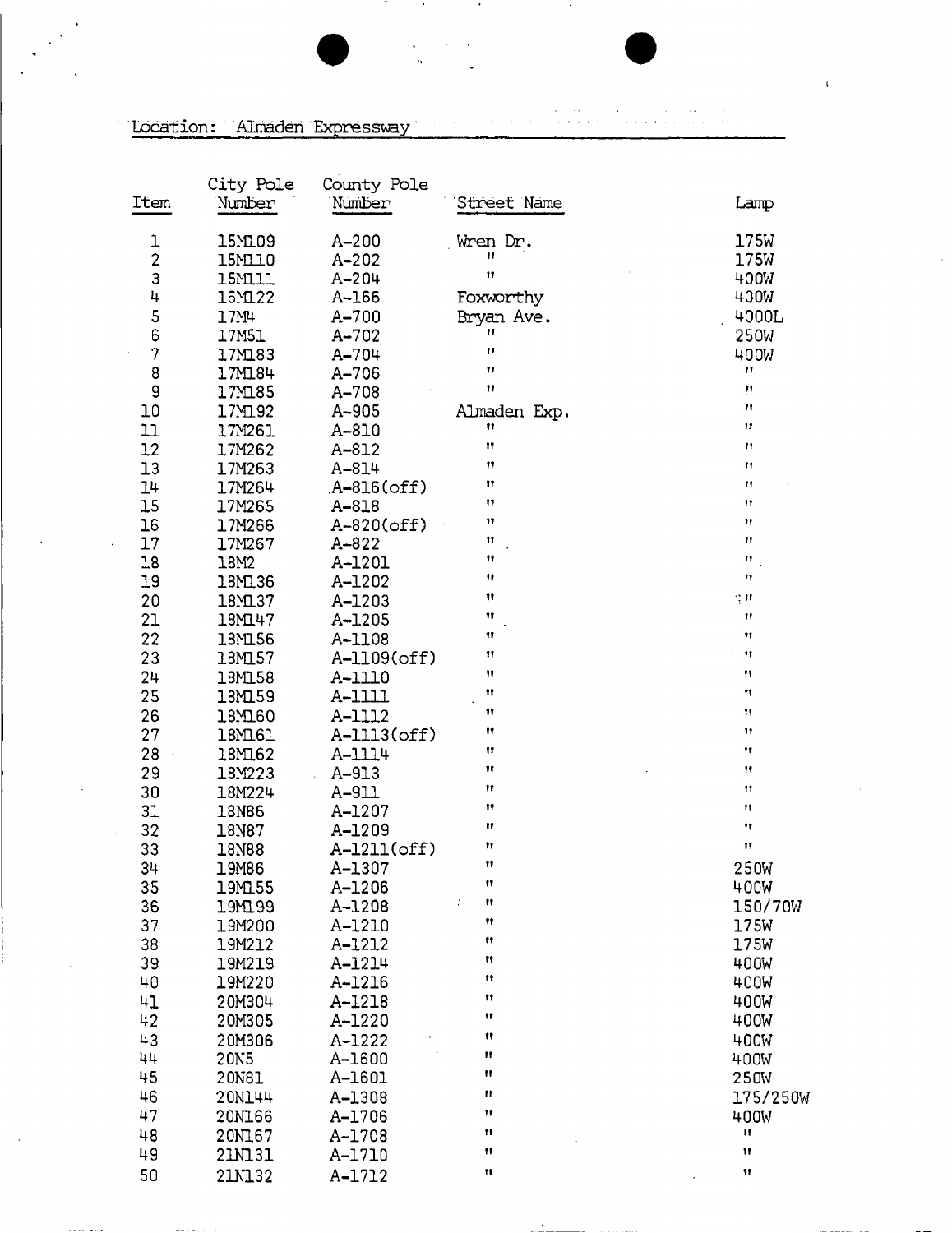Location: Almaden Expressway

| Item | City Pole Number | County Pole Number | Street Name | Lamp |
|---|---|---|---|---|
| 1 | 15M109 | A-200 | Wren Dr. | 175W |
| 2 | 15M110 | A-202 | " | 175W |
| 3 | 15M111 | A-204 | " | 400W |
| 4 | 16M122 | A-166 | Foxworthy | 400W |
| 5 | 17M4 | A-700 | Bryan Ave. | 4000L |
| 6 | 17M51 | A-702 | " | 250W |
| 7 | 17M183 | A-704 | " | 400W |
| 8 | 17M184 | A-706 | " | " |
| 9 | 17M185 | A-708 | " | " |
| 10 | 17M192 | A-905 | Almaden Exp. | " |
| 11 | 17M261 | A-810 | " | " |
| 12 | 17M262 | A-812 | " | " |
| 13 | 17M263 | A-814 | " | " |
| 14 | 17M264 | A-816(off) | " | " |
| 15 | 17M265 | A-818 | " | " |
| 16 | 17M266 | A-820(off) | " | " |
| 17 | 17M267 | A-822 | " | " |
| 18 | 18M2 | A-1201 | " | " |
| 19 | 18M136 | A-1202 | " | " |
| 20 | 18M137 | A-1203 | " | " |
| 21 | 18M147 | A-1205 | " | " |
| 22 | 18M156 | A-1108 | " | " |
| 23 | 18M157 | A-1109(off) | " | " |
| 24 | 18M158 | A-1110 | " | " |
| 25 | 18M159 | A-1111 | " | " |
| 26 | 18M160 | A-1112 | " | " |
| 27 | 18M161 | A-1113(off) | " | " |
| 28 | 18M162 | A-1114 | " | " |
| 29 | 18M223 | A-913 | " | " |
| 30 | 18M224 | A-911 | " | " |
| 31 | 18N86 | A-1207 | " | " |
| 32 | 18N87 | A-1209 | " | " |
| 33 | 18N88 | A-1211(off) | " | " |
| 34 | 19M86 | A-1307 | " | 250W |
| 35 | 19M155 | A-1206 | " | 400W |
| 36 | 19M199 | A-1208 | " | 150/70W |
| 37 | 19M200 | A-1210 | " | 175W |
| 38 | 19M212 | A-1212 | " | 175W |
| 39 | 19M219 | A-1214 | " | 400W |
| 40 | 19M220 | A-1216 | " | 400W |
| 41 | 20M304 | A-1218 | " | 400W |
| 42 | 20M305 | A-1220 | " | 400W |
| 43 | 20M306 | A-1222 | " | 400W |
| 44 | 20N5 | A-1600 | " | 400W |
| 45 | 20N81 | A-1601 | " | 250W |
| 46 | 20N144 | A-1308 | " | 175/250W |
| 47 | 20N166 | A-1706 | " | 400W |
| 48 | 20N167 | A-1708 | " | " |
| 49 | 21N131 | A-1710 | " | " |
| 50 | 21N132 | A-1712 | " | " |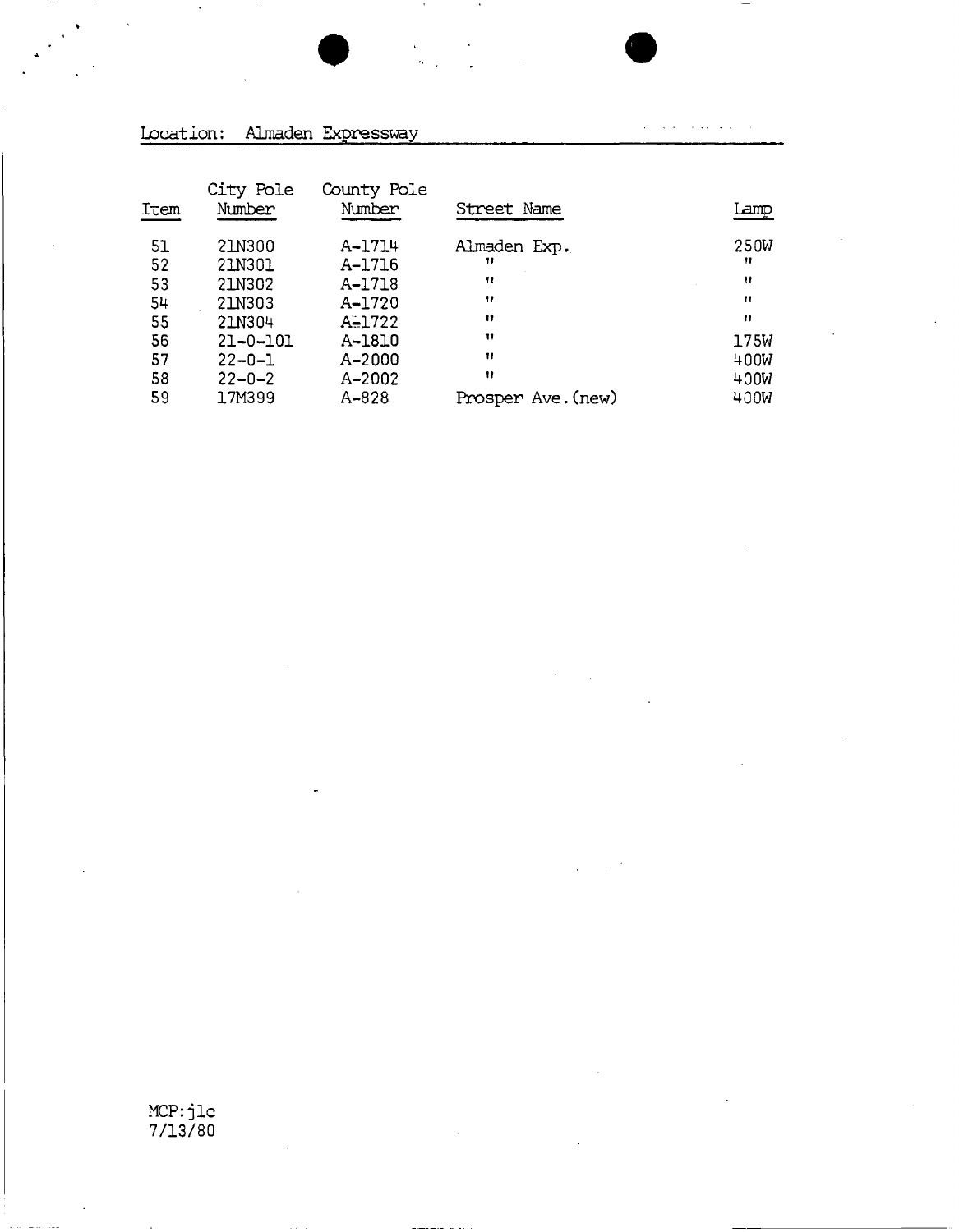Location: Almaden Expressway

| Item | City Pole Number | County Pole Number | Street Name | Lamp |
|---|---|---|---|---|
| 51 | 21N300 | A-1714 | Almaden Exp. | 250W |
| 52 | 21N301 | A-1716 | " | " |
| 53 | 21N302 | A-1718 | " | " |
| 54 | 21N303 | A-1720 | " | " |
| 55 | 21N304 | A-1722 | " | " |
| 56 | 21-0-101 | A-1810 | " | 175W |
| 57 | 22-0-1 | A-2000 | " | 400W |
| 58 | 22-0-2 | A-2002 | " | 400W |
| 59 | 17M399 | A-828 | Prosper Ave.(new) | 400W |

MCP:jlc
7/13/80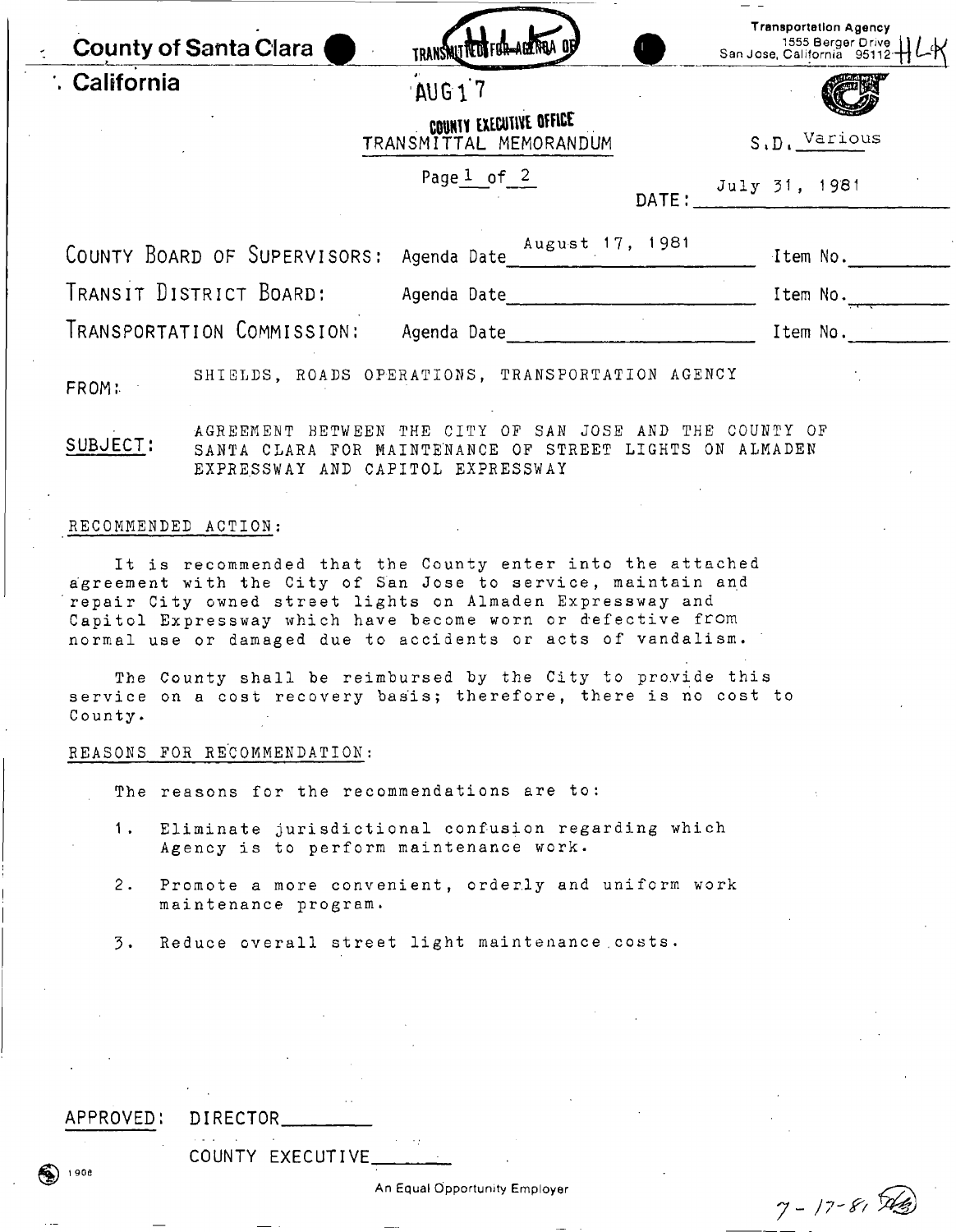County of Santa Clara
California

TRANSMITTED FOR AGENDA OF
AUG 17

Transportation Agency
1555 Berger Drive
San Jose, California 95112

COUNTY EXECUTIVE OFFICE
TRANSMITTAL MEMORANDUM

S.D. Various

Page 1 of 2

DATE: July 31, 1981

| | | |
|---|---|---|
| COUNTY BOARD OF SUPERVISORS: | Agenda Date August 17, 1981 | Item No. |
| TRANSIT DISTRICT BOARD: | Agenda Date | Item No. |
| TRANSPORTATION COMMISSION: | Agenda Date | Item No. |

FROM: SHIELDS, ROADS OPERATIONS, TRANSPORTATION AGENCY

SUBJECT: AGREEMENT BETWEEN THE CITY OF SAN JOSE AND THE COUNTY OF SANTA CLARA FOR MAINTENANCE OF STREET LIGHTS ON ALMADEN EXPRESSWAY AND CAPITOL EXPRESSWAY

RECOMMENDED ACTION:

It is recommended that the County enter into the attached agreement with the City of San Jose to service, maintain and repair City owned street lights on Almaden Expressway and Capitol Expressway which have become worn or defective from normal use or damaged due to accidents or acts of vandalism.

The County shall be reimbursed by the City to provide this service on a cost recovery basis; therefore, there is no cost to County.

REASONS FOR RECOMMENDATION:

The reasons for the recommendations are to:

1. Eliminate jurisdictional confusion regarding which Agency is to perform maintenance work.

2. Promote a more convenient, orderly and uniform work maintenance program.

3. Reduce overall street light maintenance costs.

APPROVED: DIRECTOR________

COUNTY EXECUTIVE________

An Equal Opportunity Employer

7-17-81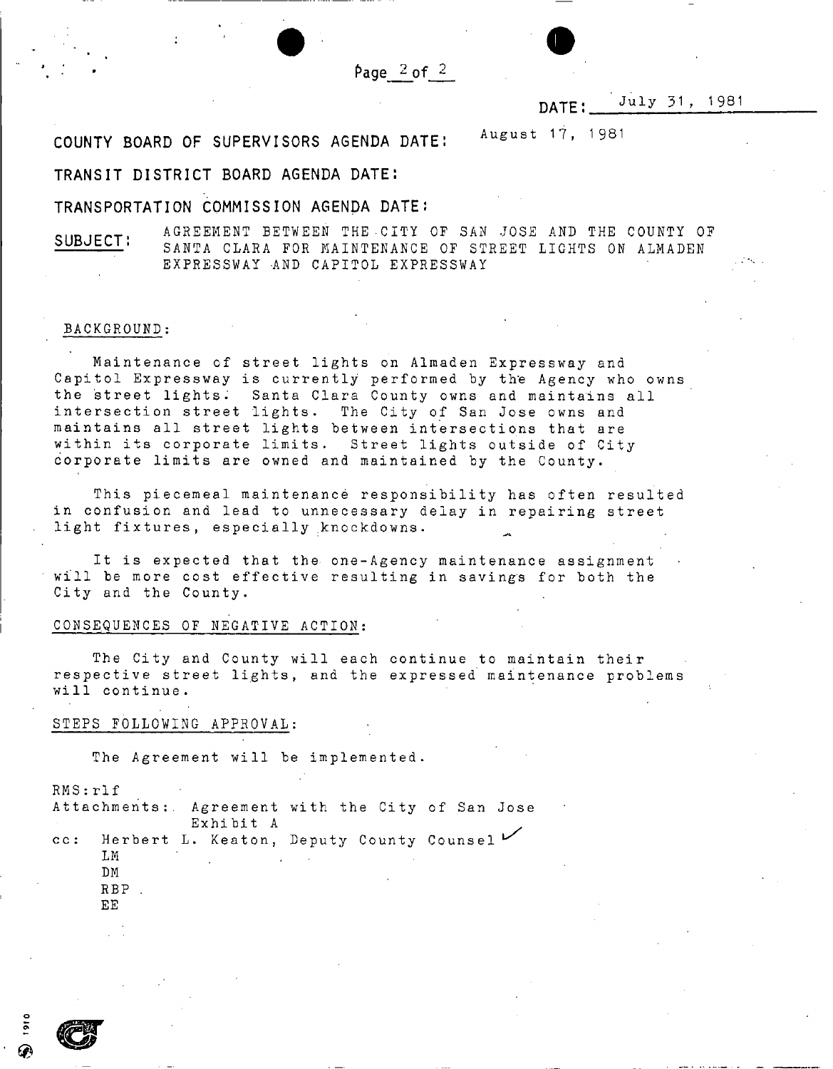DATE: July 31, 1981

COUNTY BOARD OF SUPERVISORS AGENDA DATE: August 17, 1981

TRANSIT DISTRICT BOARD AGENDA DATE:

TRANSPORTATION COMMISSION AGENDA DATE:

SUBJECT: AGREEMENT BETWEEN THE CITY OF SAN JOSE AND THE COUNTY OF SANTA CLARA FOR MAINTENANCE OF STREET LIGHTS ON ALMADEN EXPRESSWAY AND CAPITOL EXPRESSWAY

BACKGROUND:

Maintenance of street lights on Almaden Expressway and Capitol Expressway is currently performed by the Agency who owns the street lights. Santa Clara County owns and maintains all intersection street lights. The City of San Jose owns and maintains all street lights between intersections that are within its corporate limits. Street lights outside of City corporate limits are owned and maintained by the County.

This piecemeal maintenance responsibility has often resulted in confusion and lead to unnecessary delay in repairing street light fixtures, especially knockdowns.

It is expected that the one-Agency maintenance assignment will be more cost effective resulting in savings for both the City and the County.

CONSEQUENCES OF NEGATIVE ACTION:

The City and County will each continue to maintain their respective street lights, and the expressed maintenance problems will continue.

STEPS FOLLOWING APPROVAL:

The Agreement will be implemented.

RMS:rlf

Attachments: Agreement with the City of San Jose
Exhibit A

cc: Herbert L. Keaton, Deputy County Counsel ✓
LM
DM
RBP
EE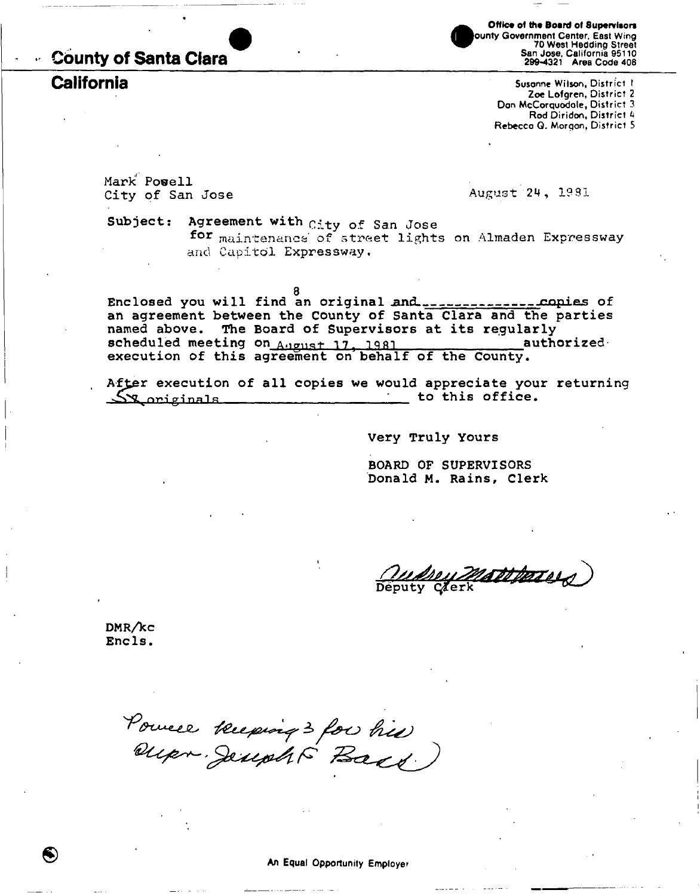# County of Santa Clara

## California

**Office of the Board of Supervisors**
County Government Center, East Wing
70 West Hedding Street
San Jose, California 95110
299-4321 Area Code 408

Susanne Wilson, District 1
Zoe Lofgren, District 2
Dan McCorquodale, District 3
Rod Diridon, District 4
Rebecca Q. Morgan, District 5

Mark Powell
City of San Jose

August 24, 1981

Subject: Agreement with City of San Jose for maintenance of street lights on Almaden Expressway and Capitol Expressway.

Enclosed you will find an original and 8 copies of an agreement between the County of Santa Clara and the parties named above. The Board of Supervisors at its regularly scheduled meeting on August 17, 1981 authorized execution of this agreement on behalf of the County.

After execution of all copies we would appreciate your returning 5 originals to this office.

Very Truly Yours

BOARD OF SUPERVISORS
Donald M. Rains, Clerk

Audrey Matthews
Deputy Clerk

DMR/kc
Encls.

Powell keeping 3 for his Supr. Joseph F. Bass